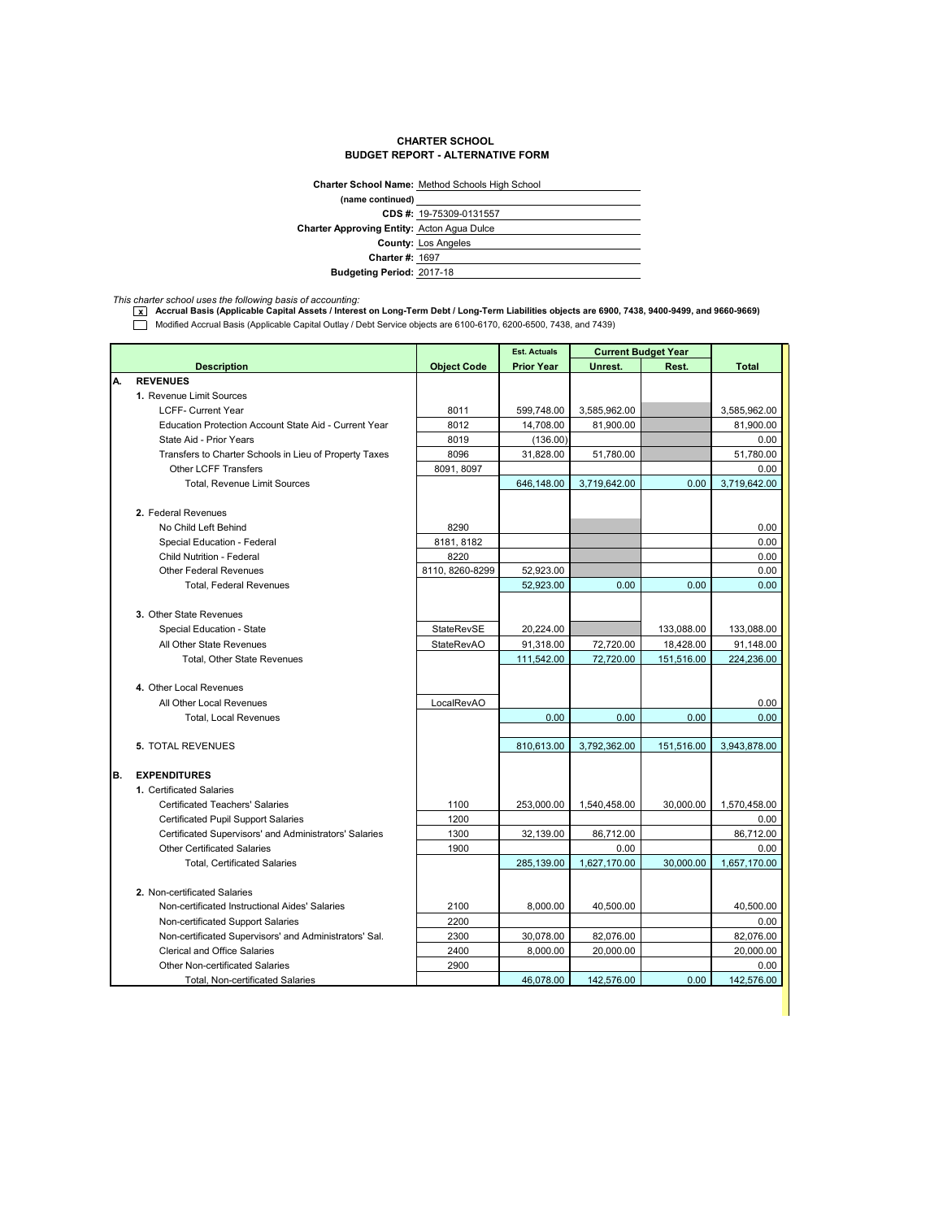# CHARTER SCHOOL
## BUDGET REPORT - ALTERNATIVE FORM

**Charter School Name:** Method Schools High School
**(name continued)**
**CDS #:** 19-75309-0131557
**Charter Approving Entity:** Acton Agua Dulce
**County:** Los Angeles
**Charter #:** 1697
**Budgeting Period:** 2017-18

*This charter school uses the following basis of accounting:*

- [x] **Accrual Basis (Applicable Capital Assets / Interest on Long-Term Debt / Long-Term Liabilities objects are 6900, 7438, 9400-9499, and 9660-9669)**
- [ ] Modified Accrual Basis (Applicable Capital Outlay / Debt Service objects are 6100-6170, 6200-6500, 7438, and 7439)

| | Description | Object Code | Est. Actuals | Current Budget Year | | Total |
|---|---|---|---|---|---|---|
| | | | Prior Year | Unrest. | Rest. | |
| **A.** | **REVENUES** | | | | | |
| | **1.** Revenue Limit Sources | | | | | |
| | LCFF- Current Year | 8011 | 599,748.00 | 3,585,962.00 | | 3,585,962.00 |
| | Education Protection Account State Aid - Current Year | 8012 | 14,708.00 | 81,900.00 | | 81,900.00 |
| | State Aid - Prior Years | 8019 | (136.00) | | | 0.00 |
| | Transfers to Charter Schools in Lieu of Property Taxes | 8096 | 31,828.00 | 51,780.00 | | 51,780.00 |
| | Other LCFF Transfers | 8091, 8097 | | | | 0.00 |
| | Total, Revenue Limit Sources | | 646,148.00 | 3,719,642.00 | 0.00 | 3,719,642.00 |
| | **2.** Federal Revenues | | | | | |
| | No Child Left Behind | 8290 | | | | 0.00 |
| | Special Education - Federal | 8181, 8182 | | | | 0.00 |
| | Child Nutrition - Federal | 8220 | | | | 0.00 |
| | Other Federal Revenues | 8110, 8260-8299 | 52,923.00 | | | 0.00 |
| | Total, Federal Revenues | | 52,923.00 | 0.00 | 0.00 | 0.00 |
| | **3.** Other State Revenues | | | | | |
| | Special Education - State | StateRevSE | 20,224.00 | | 133,088.00 | 133,088.00 |
| | All Other State Revenues | StateRevAO | 91,318.00 | 72,720.00 | 18,428.00 | 91,148.00 |
| | Total, Other State Revenues | | 111,542.00 | 72,720.00 | 151,516.00 | 224,236.00 |
| | **4.** Other Local Revenues | | | | | |
| | All Other Local Revenues | LocalRevAO | | | | 0.00 |
| | Total, Local Revenues | | 0.00 | 0.00 | 0.00 | 0.00 |
| | **5.** TOTAL REVENUES | | 810,613.00 | 3,792,362.00 | 151,516.00 | 3,943,878.00 |
| **B.** | **EXPENDITURES** | | | | | |
| | **1.** Certificated Salaries | | | | | |
| | Certificated Teachers' Salaries | 1100 | 253,000.00 | 1,540,458.00 | 30,000.00 | 1,570,458.00 |
| | Certificated Pupil Support Salaries | 1200 | | | | 0.00 |
| | Certificated Supervisors' and Administrators' Salaries | 1300 | 32,139.00 | 86,712.00 | | 86,712.00 |
| | Other Certificated Salaries | 1900 | | 0.00 | | 0.00 |
| | Total, Certificated Salaries | | 285,139.00 | 1,627,170.00 | 30,000.00 | 1,657,170.00 |
| | **2.** Non-certificated Salaries | | | | | |
| | Non-certificated Instructional Aides' Salaries | 2100 | 8,000.00 | 40,500.00 | | 40,500.00 |
| | Non-certificated Support Salaries | 2200 | | | | 0.00 |
| | Non-certificated Supervisors' and Administrators' Sal. | 2300 | 30,078.00 | 82,076.00 | | 82,076.00 |
| | Clerical and Office Salaries | 2400 | 8,000.00 | 20,000.00 | | 20,000.00 |
| | Other Non-certificated Salaries | 2900 | | | | 0.00 |
| | Total, Non-certificated Salaries | | 46,078.00 | 142,576.00 | 0.00 | 142,576.00 |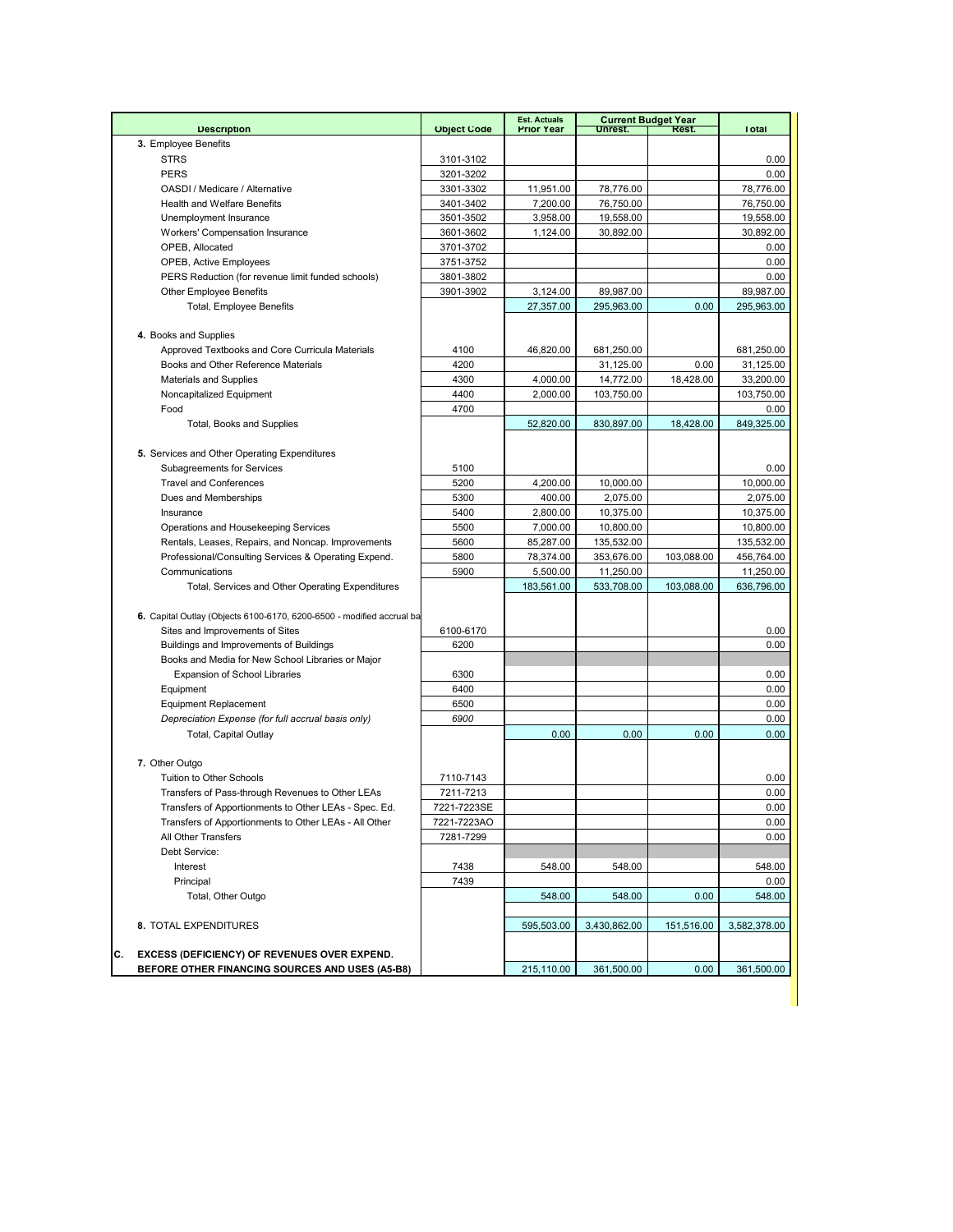| Description | Object Code | Est. Actuals Prior Year | Current Budget Year Unrest. | Rest. | Total |
|---|---|---|---|---|---|
| **3.** Employee Benefits | | | | | |
| STRS | 3101-3102 | | | | 0.00 |
| PERS | 3201-3202 | | | | 0.00 |
| OASDI / Medicare / Alternative | 3301-3302 | 11,951.00 | 78,776.00 | | 78,776.00 |
| Health and Welfare Benefits | 3401-3402 | 7,200.00 | 76,750.00 | | 76,750.00 |
| Unemployment Insurance | 3501-3502 | 3,958.00 | 19,558.00 | | 19,558.00 |
| Workers' Compensation Insurance | 3601-3602 | 1,124.00 | 30,892.00 | | 30,892.00 |
| OPEB, Allocated | 3701-3702 | | | | 0.00 |
| OPEB, Active Employees | 3751-3752 | | | | 0.00 |
| PERS Reduction (for revenue limit funded schools) | 3801-3802 | | | | 0.00 |
| Other Employee Benefits | 3901-3902 | 3,124.00 | 89,987.00 | | 89,987.00 |
| Total, Employee Benefits | | 27,357.00 | 295,963.00 | 0.00 | 295,963.00 |
| **4.** Books and Supplies | | | | | |
| Approved Textbooks and Core Curricula Materials | 4100 | 46,820.00 | 681,250.00 | | 681,250.00 |
| Books and Other Reference Materials | 4200 | | 31,125.00 | 0.00 | 31,125.00 |
| Materials and Supplies | 4300 | 4,000.00 | 14,772.00 | 18,428.00 | 33,200.00 |
| Noncapitalized Equipment | 4400 | 2,000.00 | 103,750.00 | | 103,750.00 |
| Food | 4700 | | | | 0.00 |
| Total, Books and Supplies | | 52,820.00 | 830,897.00 | 18,428.00 | 849,325.00 |
| **5.** Services and Other Operating Expenditures | | | | | |
| Subagreements for Services | 5100 | | | | 0.00 |
| Travel and Conferences | 5200 | 4,200.00 | 10,000.00 | | 10,000.00 |
| Dues and Memberships | 5300 | 400.00 | 2,075.00 | | 2,075.00 |
| Insurance | 5400 | 2,800.00 | 10,375.00 | | 10,375.00 |
| Operations and Housekeeping Services | 5500 | 7,000.00 | 10,800.00 | | 10,800.00 |
| Rentals, Leases, Repairs, and Noncap. Improvements | 5600 | 85,287.00 | 135,532.00 | | 135,532.00 |
| Professional/Consulting Services & Operating Expend. | 5800 | 78,374.00 | 353,676.00 | 103,088.00 | 456,764.00 |
| Communications | 5900 | 5,500.00 | 11,250.00 | | 11,250.00 |
| Total, Services and Other Operating Expenditures | | 183,561.00 | 533,708.00 | 103,088.00 | 636,796.00 |
| **6.** Capital Outlay (Objects 6100-6170, 6200-6500 - modified accrual ba | | | | | |
| Sites and Improvements of Sites | 6100-6170 | | | | 0.00 |
| Buildings and Improvements of Buildings | 6200 | | | | 0.00 |
| Books and Media for New School Libraries or Major Expansion of School Libraries | 6300 | | | | 0.00 |
| Equipment | 6400 | | | | 0.00 |
| Equipment Replacement | 6500 | | | | 0.00 |
| *Depreciation Expense (for full accrual basis only)* | *6900* | | | | 0.00 |
| Total, Capital Outlay | | 0.00 | 0.00 | 0.00 | 0.00 |
| **7.** Other Outgo | | | | | |
| Tuition to Other Schools | 7110-7143 | | | | 0.00 |
| Transfers of Pass-through Revenues to Other LEAs | 7211-7213 | | | | 0.00 |
| Transfers of Apportionments to Other LEAs - Spec. Ed. | 7221-7223SE | | | | 0.00 |
| Transfers of Apportionments to Other LEAs - All Other | 7221-7223AO | | | | 0.00 |
| All Other Transfers | 7281-7299 | | | | 0.00 |
| Debt Service: | | | | | |
| Interest | 7438 | 548.00 | 548.00 | | 548.00 |
| Principal | 7439 | | | | 0.00 |
| Total, Other Outgo | | 548.00 | 548.00 | 0.00 | 548.00 |
| **8.** TOTAL EXPENDITURES | | 595,503.00 | 3,430,862.00 | 151,516.00 | 3,582,378.00 |
| **C. EXCESS (DEFICIENCY) OF REVENUES OVER EXPEND. BEFORE OTHER FINANCING SOURCES AND USES (A5-B8)** | | 215,110.00 | 361,500.00 | 0.00 | 361,500.00 |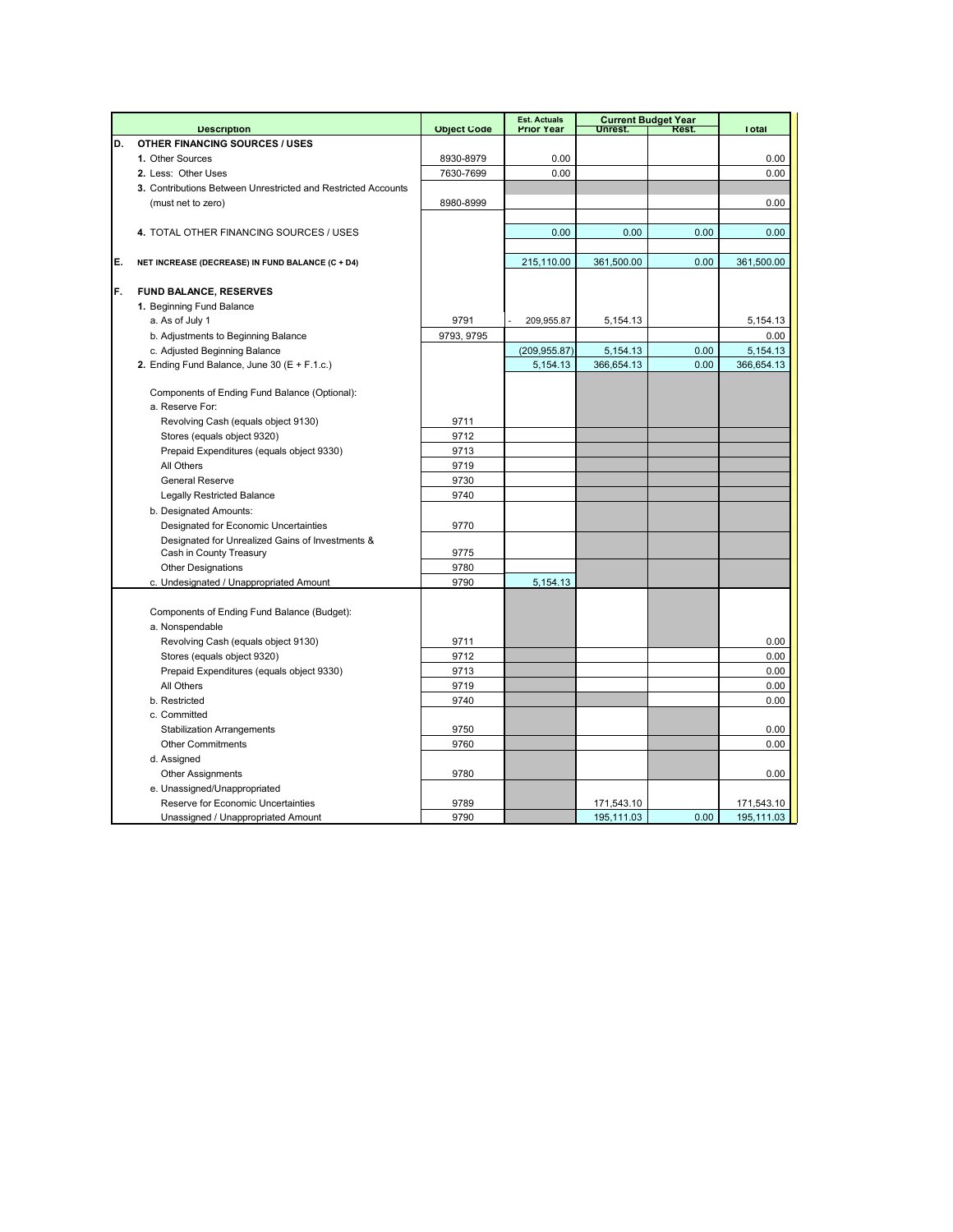| | Description | Object Code | Est. Actuals Prior Year | Current Budget Year Unrest. | Rest. | Total |
|---|---|---|---|---|---|---|
| D. | OTHER FINANCING SOURCES / USES | | | | | |
| | 1. Other Sources | 8930-8979 | 0.00 | | | 0.00 |
| | 2. Less: Other Uses | 7630-7699 | 0.00 | | | 0.00 |
| | 3. Contributions Between Unrestricted and Restricted Accounts | | | | | |
| | (must net to zero) | 8980-8999 | | | | 0.00 |
| | 4. TOTAL OTHER FINANCING SOURCES / USES | | 0.00 | 0.00 | 0.00 | 0.00 |
| E. | NET INCREASE (DECREASE) IN FUND BALANCE (C + D4) | | 215,110.00 | 361,500.00 | 0.00 | 361,500.00 |
| F. | FUND BALANCE, RESERVES | | | | | |
| | 1. Beginning Fund Balance | | | | | |
| | a. As of July 1 | 9791 | - 209,955.87 | 5,154.13 | | 5,154.13 |
| | b. Adjustments to Beginning Balance | 9793, 9795 | | | | 0.00 |
| | c. Adjusted Beginning Balance | | (209,955.87) | 5,154.13 | 0.00 | 5,154.13 |
| | 2. Ending Fund Balance, June 30 (E + F.1.c.) | | 5,154.13 | 366,654.13 | 0.00 | 366,654.13 |
| | Components of Ending Fund Balance (Optional): | | | | | |
| | a. Reserve For: | | | | | |
| | Revolving Cash (equals object 9130) | 9711 | | | | |
| | Stores (equals object 9320) | 9712 | | | | |
| | Prepaid Expenditures (equals object 9330) | 9713 | | | | |
| | All Others | 9719 | | | | |
| | General Reserve | 9730 | | | | |
| | Legally Restricted Balance | 9740 | | | | |
| | b. Designated Amounts: | | | | | |
| | Designated for Economic Uncertainties | 9770 | | | | |
| | Designated for Unrealized Gains of Investments & Cash in County Treasury | 9775 | | | | |
| | Other Designations | 9780 | | | | |
| | c. Undesignated / Unappropriated Amount | 9790 | 5,154.13 | | | |
| | Components of Ending Fund Balance (Budget): | | | | | |
| | a. Nonspendable | | | | | |
| | Revolving Cash (equals object 9130) | 9711 | | | | 0.00 |
| | Stores (equals object 9320) | 9712 | | | | 0.00 |
| | Prepaid Expenditures (equals object 9330) | 9713 | | | | 0.00 |
| | All Others | 9719 | | | | 0.00 |
| | b. Restricted | 9740 | | | | 0.00 |
| | c. Committed | | | | | |
| | Stabilization Arrangements | 9750 | | | | 0.00 |
| | Other Commitments | 9760 | | | | 0.00 |
| | d. Assigned | | | | | |
| | Other Assignments | 9780 | | | | 0.00 |
| | e. Unassigned/Unappropriated | | | | | |
| | Reserve for Economic Uncertainties | 9789 | | 171,543.10 | | 171,543.10 |
| | Unassigned / Unappropriated Amount | 9790 | | 195,111.03 | 0.00 | 195,111.03 |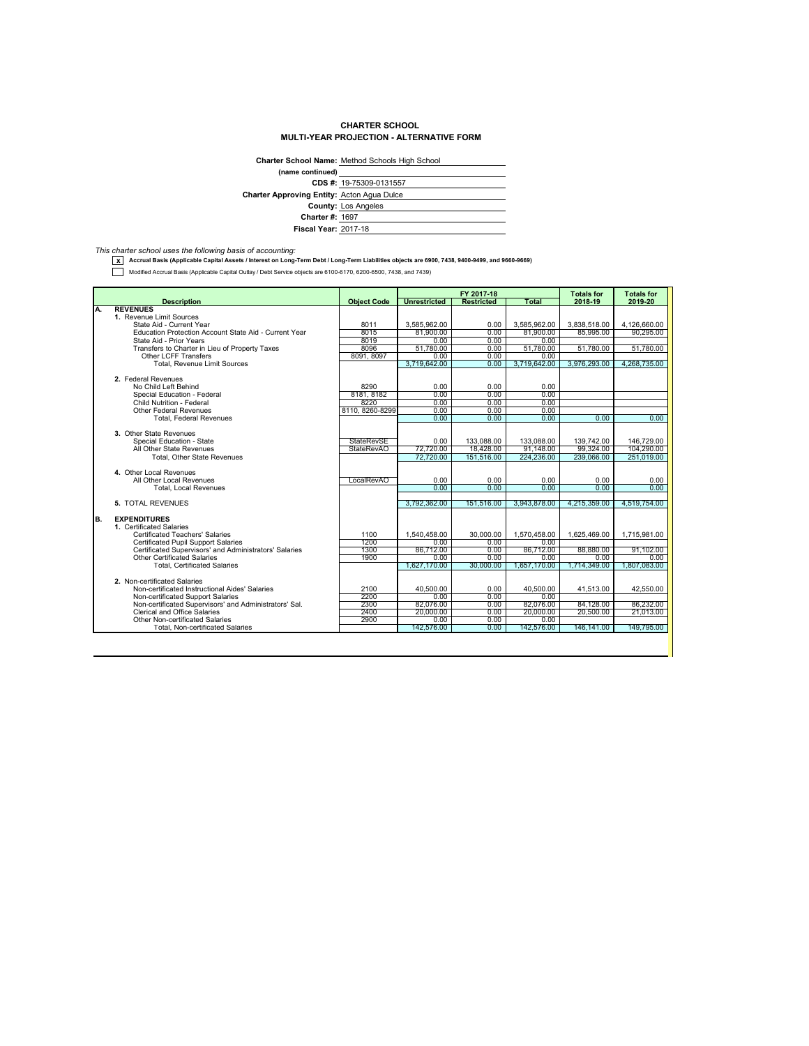# CHARTER SCHOOL
## MULTI-YEAR PROJECTION - ALTERNATIVE FORM

**Charter School Name:** Method Schools High School
**(name continued)**
**CDS #:** 19-75309-0131557
**Charter Approving Entity:** Acton Agua Dulce
**County:** Los Angeles
**Charter #:** 1697
**Fiscal Year:** 2017-18

*This charter school uses the following basis of accounting:*

- [x] **Accrual Basis (Applicable Capital Assets / Interest on Long-Term Debt / Long-Term Liabilities objects are 6900, 7438, 9400-9499, and 9660-9669)**
- [ ] Modified Accrual Basis (Applicable Capital Outlay / Debt Service objects are 6100-6170, 6200-6500, 7438, and 7439)

| | Description | Object Code | FY 2017-18 Unrestricted | FY 2017-18 Restricted | FY 2017-18 Total | Totals for 2018-19 | Totals for 2019-20 |
|---|---|---|---|---|---|---|---|
| **A.** | **REVENUES** | | | | | | |
| | **1.** Revenue Limit Sources | | | | | | |
| | State Aid - Current Year | 8011 | 3,585,962.00 | 0.00 | 3,585,962.00 | 3,838,518.00 | 4,126,660.00 |
| | Education Protection Account State Aid - Current Year | 8015 | 81,900.00 | 0.00 | 81,900.00 | 85,995.00 | 90,295.00 |
| | State Aid - Prior Years | 8019 | 0.00 | 0.00 | 0.00 | | |
| | Transfers to Charter in Lieu of Property Taxes | 8096 | 51,780.00 | 0.00 | 51,780.00 | 51,780.00 | 51,780.00 |
| | Other LCFF Transfers | 8091, 8097 | 0.00 | 0.00 | 0.00 | | |
| | Total, Revenue Limit Sources | | 3,719,642.00 | 0.00 | 3,719,642.00 | 3,976,293.00 | 4,268,735.00 |
| | **2.** Federal Revenues | | | | | | |
| | No Child Left Behind | 8290 | 0.00 | 0.00 | 0.00 | | |
| | Special Education - Federal | 8181, 8182 | 0.00 | 0.00 | 0.00 | | |
| | Child Nutrition - Federal | 8220 | 0.00 | 0.00 | 0.00 | | |
| | Other Federal Revenues | 8110, 8260-8299 | 0.00 | 0.00 | 0.00 | | |
| | Total, Federal Revenues | | 0.00 | 0.00 | 0.00 | 0.00 | 0.00 |
| | **3.** Other State Revenues | | | | | | |
| | Special Education - State | StateRevSE | 0.00 | 133,088.00 | 133,088.00 | 139,742.00 | 146,729.00 |
| | All Other State Revenues | StateRevAO | 72,720.00 | 18,428.00 | 91,148.00 | 99,324.00 | 104,290.00 |
| | Total, Other State Revenues | | 72,720.00 | 151,516.00 | 224,236.00 | 239,066.00 | 251,019.00 |
| | **4.** Other Local Revenues | | | | | | |
| | All Other Local Revenues | LocalRevAO | 0.00 | 0.00 | 0.00 | 0.00 | 0.00 |
| | Total, Local Revenues | | 0.00 | 0.00 | 0.00 | 0.00 | 0.00 |
| | **5.** TOTAL REVENUES | | 3,792,362.00 | 151,516.00 | 3,943,878.00 | 4,215,359.00 | 4,519,754.00 |
| **B.** | **EXPENDITURES** | | | | | | |
| | **1.** Certificated Salaries | | | | | | |
| | Certificated Teachers' Salaries | 1100 | 1,540,458.00 | 30,000.00 | 1,570,458.00 | 1,625,469.00 | 1,715,981.00 |
| | Certificated Pupil Support Salaries | 1200 | 0.00 | 0.00 | 0.00 | | |
| | Certificated Supervisors' and Administrators' Salaries | 1300 | 86,712.00 | 0.00 | 86,712.00 | 88,880.00 | 91,102.00 |
| | Other Certificated Salaries | 1900 | 0.00 | 0.00 | 0.00 | 0.00 | 0.00 |
| | Total, Certificated Salaries | | 1,627,170.00 | 30,000.00 | 1,657,170.00 | 1,714,349.00 | 1,807,083.00 |
| | **2.** Non-certificated Salaries | | | | | | |
| | Non-certificated Instructional Aides' Salaries | 2100 | 40,500.00 | 0.00 | 40,500.00 | 41,513.00 | 42,550.00 |
| | Non-certificated Support Salaries | 2200 | 0.00 | 0.00 | 0.00 | | |
| | Non-certificated Supervisors' and Administrators' Sal. | 2300 | 82,076.00 | 0.00 | 82,076.00 | 84,128.00 | 86,232.00 |
| | Clerical and Office Salaries | 2400 | 20,000.00 | 0.00 | 20,000.00 | 20,500.00 | 21,013.00 |
| | Other Non-certificated Salaries | 2900 | 0.00 | 0.00 | 0.00 | | |
| | Total, Non-certificated Salaries | | 142,576.00 | 0.00 | 142,576.00 | 146,141.00 | 149,795.00 |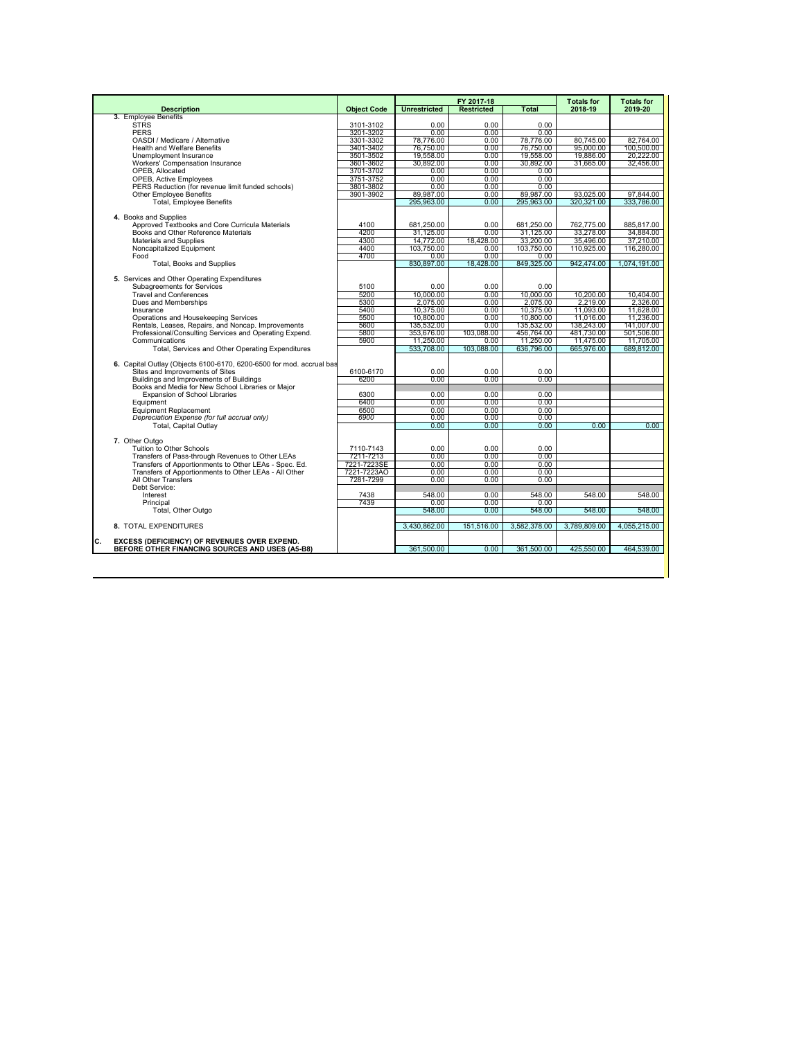| Description | Object Code | FY 2017-18 | | | Totals for 2018-19 | Totals for 2019-20 |
|---|---|---|---|---|---|---|
| | | Unrestricted | Restricted | Total | | |
| **3.** Employee Benefits | | | | | | |
| STRS | 3101-3102 | 0.00 | 0.00 | 0.00 | | |
| PERS | 3201-3202 | 0.00 | 0.00 | 0.00 | | |
| OASDI / Medicare / Alternative | 3301-3302 | 78,776.00 | 0.00 | 78,776.00 | 80,745.00 | 82,764.00 |
| Health and Welfare Benefits | 3401-3402 | 76,750.00 | 0.00 | 76,750.00 | 95,000.00 | 100,500.00 |
| Unemployment Insurance | 3501-3502 | 19,558.00 | 0.00 | 19,558.00 | 19,886.00 | 20,222.00 |
| Workers' Compensation Insurance | 3601-3602 | 30,892.00 | 0.00 | 30,892.00 | 31,665.00 | 32,456.00 |
| OPEB, Allocated | 3701-3702 | 0.00 | 0.00 | 0.00 | | |
| OPEB, Active Employees | 3751-3752 | 0.00 | 0.00 | 0.00 | | |
| PERS Reduction (for revenue limit funded schools) | 3801-3802 | 0.00 | 0.00 | 0.00 | | |
| Other Employee Benefits | 3901-3902 | 89,987.00 | 0.00 | 89,987.00 | 93,025.00 | 97,844.00 |
| Total, Employee Benefits | | 295,963.00 | 0.00 | 295,963.00 | 320,321.00 | 333,786.00 |
| **4.** Books and Supplies | | | | | | |
| Approved Textbooks and Core Curricula Materials | 4100 | 681,250.00 | 0.00 | 681,250.00 | 762,775.00 | 885,817.00 |
| Books and Other Reference Materials | 4200 | 31,125.00 | 0.00 | 31,125.00 | 33,278.00 | 34,884.00 |
| Materials and Supplies | 4300 | 14,772.00 | 18,428.00 | 33,200.00 | 35,496.00 | 37,210.00 |
| Noncapitalized Equipment | 4400 | 103,750.00 | 0.00 | 103,750.00 | 110,925.00 | 116,280.00 |
| Food | 4700 | 0.00 | 0.00 | 0.00 | | |
| Total, Books and Supplies | | 830,897.00 | 18,428.00 | 849,325.00 | 942,474.00 | 1,074,191.00 |
| **5.** Services and Other Operating Expenditures | | | | | | |
| Subagreements for Services | 5100 | 0.00 | 0.00 | 0.00 | | |
| Travel and Conferences | 5200 | 10,000.00 | 0.00 | 10,000.00 | 10,200.00 | 10,404.00 |
| Dues and Memberships | 5300 | 2,075.00 | 0.00 | 2,075.00 | 2,219.00 | 2,326.00 |
| Insurance | 5400 | 10,375.00 | 0.00 | 10,375.00 | 11,093.00 | 11,628.00 |
| Operations and Housekeeping Services | 5500 | 10,800.00 | 0.00 | 10,800.00 | 11,016.00 | 11,236.00 |
| Rentals, Leases, Repairs, and Noncap. Improvements | 5600 | 135,532.00 | 0.00 | 135,532.00 | 138,243.00 | 141,007.00 |
| Professional/Consulting Services and Operating Expend. | 5800 | 353,676.00 | 103,088.00 | 456,764.00 | 481,730.00 | 501,506.00 |
| Communications | 5900 | 11,250.00 | 0.00 | 11,250.00 | 11,475.00 | 11,705.00 |
| Total, Services and Other Operating Expenditures | | 533,708.00 | 103,088.00 | 636,796.00 | 665,976.00 | 689,812.00 |
| **6.** Capital Outlay (Objects 6100-6170, 6200-6500 for mod. accrual bas | | | | | | |
| Sites and Improvements of Sites | 6100-6170 | 0.00 | 0.00 | 0.00 | | |
| Buildings and Improvements of Buildings | 6200 | 0.00 | 0.00 | 0.00 | | |
| Books and Media for New School Libraries or Major Expansion of School Libraries | 6300 | 0.00 | 0.00 | 0.00 | | |
| Equipment | 6400 | 0.00 | 0.00 | 0.00 | | |
| Equipment Replacement | 6500 | 0.00 | 0.00 | 0.00 | | |
| *Depreciation Expense (for full accrual only)* | *6900* | 0.00 | 0.00 | 0.00 | | |
| Total, Capital Outlay | | 0.00 | 0.00 | 0.00 | 0.00 | 0.00 |
| **7.** Other Outgo | | | | | | |
| Tuition to Other Schools | 7110-7143 | 0.00 | 0.00 | 0.00 | | |
| Transfers of Pass-through Revenues to Other LEAs | 7211-7213 | 0.00 | 0.00 | 0.00 | | |
| Transfers of Apportionments to Other LEAs - Spec. Ed. | 7221-7223SE | 0.00 | 0.00 | 0.00 | | |
| Transfers of Apportionments to Other LEAs - All Other | 7221-7223AO | 0.00 | 0.00 | 0.00 | | |
| All Other Transfers | 7281-7299 | 0.00 | 0.00 | 0.00 | | |
| Debt Service: | | | | | | |
| Interest | 7438 | 548.00 | 0.00 | 548.00 | 548.00 | 548.00 |
| Principal | 7439 | 0.00 | 0.00 | 0.00 | | |
| Total, Other Outgo | | 548.00 | 0.00 | 548.00 | 548.00 | 548.00 |
| **8.** TOTAL EXPENDITURES | | 3,430,862.00 | 151,516.00 | 3,582,378.00 | 3,789,809.00 | 4,055,215.00 |
| **C. EXCESS (DEFICIENCY) OF REVENUES OVER EXPEND. BEFORE OTHER FINANCING SOURCES AND USES (A5-B8)** | | 361,500.00 | 0.00 | 361,500.00 | 425,550.00 | 464,539.00 |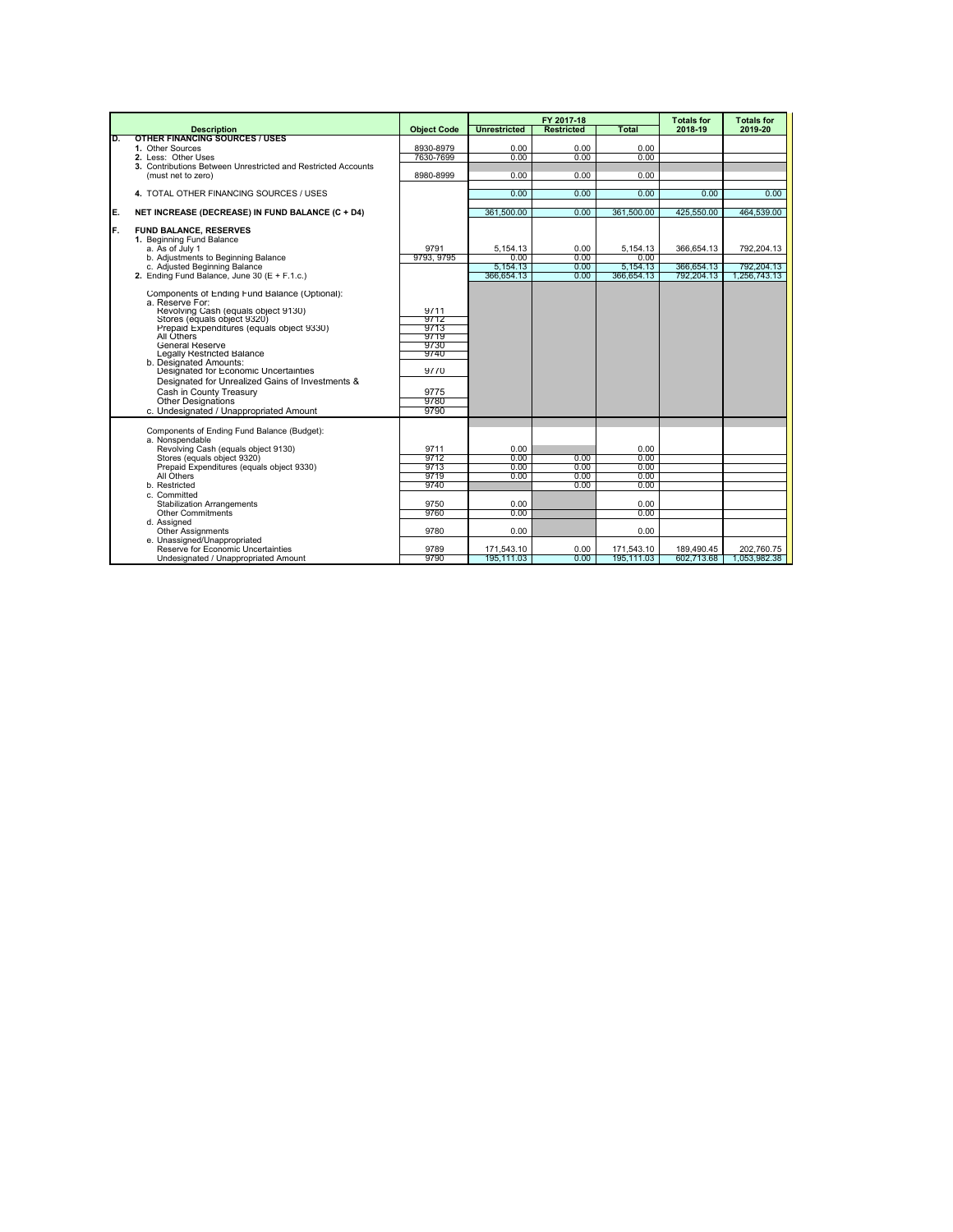| | Description | Object Code | FY 2017-18 Unrestricted | FY 2017-18 Restricted | FY 2017-18 Total | Totals for 2018-19 | Totals for 2019-20 |
|---|---|---|---|---|---|---|---|
| D. | **OTHER FINANCING SOURCES / USES** | | | | | | |
| | **1.** Other Sources | 8930-8979 | 0.00 | 0.00 | 0.00 | | |
| | **2.** Less: Other Uses | 7630-7699 | 0.00 | 0.00 | 0.00 | | |
| | **3.** Contributions Between Unrestricted and Restricted Accounts (must net to zero) | 8980-8999 | 0.00 | 0.00 | 0.00 | | |
| | **4.** TOTAL OTHER FINANCING SOURCES / USES | | 0.00 | 0.00 | 0.00 | 0.00 | 0.00 |
| E. | **NET INCREASE (DECREASE) IN FUND BALANCE (C + D4)** | | 361,500.00 | 0.00 | 361,500.00 | 425,550.00 | 464,539.00 |
| F. | **FUND BALANCE, RESERVES** | | | | | | |
| | **1.** Beginning Fund Balance | | | | | | |
| | a. As of July 1 | 9791 | 5,154.13 | 0.00 | 5,154.13 | 366,654.13 | 792,204.13 |
| | b. Adjustments to Beginning Balance | 9793, 9795 | 0.00 | 0.00 | 0.00 | | |
| | c. Adjusted Beginning Balance | | 5,154.13 | 0.00 | 5,154.13 | 366,654.13 | 792,204.13 |
| | **2.** Ending Fund Balance, June 30 (E + F.1.c.) | | 366,654.13 | 0.00 | 366,654.13 | 792,204.13 | 1,256,743.13 |
| | Components of Ending Fund Balance (Optional): | | | | | | |
| | a. Reserve For: | | | | | | |
| | Revolving Cash (equals object 9130) | 9711 | | | | | |
| | Stores (equals object 9320) | 9712 | | | | | |
| | Prepaid Expenditures (equals object 9330) | 9713 | | | | | |
| | All Others | 9719 | | | | | |
| | General Reserve | 9730 | | | | | |
| | Legally Restricted Balance | 9740 | | | | | |
| | b. Designated Amounts: | | | | | | |
| | Designated for Economic Uncertainties | 9770 | | | | | |
| | Designated for Unrealized Gains of Investments & Cash in County Treasury | 9775 | | | | | |
| | Other Designations | 9780 | | | | | |
| | c. Undesignated / Unappropriated Amount | 9790 | | | | | |
| | Components of Ending Fund Balance (Budget): | | | | | | |
| | a. Nonspendable | | | | | | |
| | Revolving Cash (equals object 9130) | 9711 | 0.00 | | 0.00 | | |
| | Stores (equals object 9320) | 9712 | 0.00 | 0.00 | 0.00 | | |
| | Prepaid Expenditures (equals object 9330) | 9713 | 0.00 | 0.00 | 0.00 | | |
| | All Others | 9719 | 0.00 | 0.00 | 0.00 | | |
| | b. Restricted | 9740 | | 0.00 | 0.00 | | |
| | c. Committed | | | | | | |
| | Stabilization Arrangements | 9750 | 0.00 | | 0.00 | | |
| | Other Commitments | 9760 | 0.00 | | 0.00 | | |
| | d. Assigned | | | | | | |
| | Other Assignments | 9780 | 0.00 | | 0.00 | | |
| | e. Unassigned/Unappropriated | | | | | | |
| | Reserve for Economic Uncertainties | 9789 | 171,543.10 | 0.00 | 171,543.10 | 189,490.45 | 202,760.75 |
| | Undesignated / Unappropriated Amount | 9790 | 195,111.03 | 0.00 | 195,111.03 | 602,713.68 | 1,053,982.38 |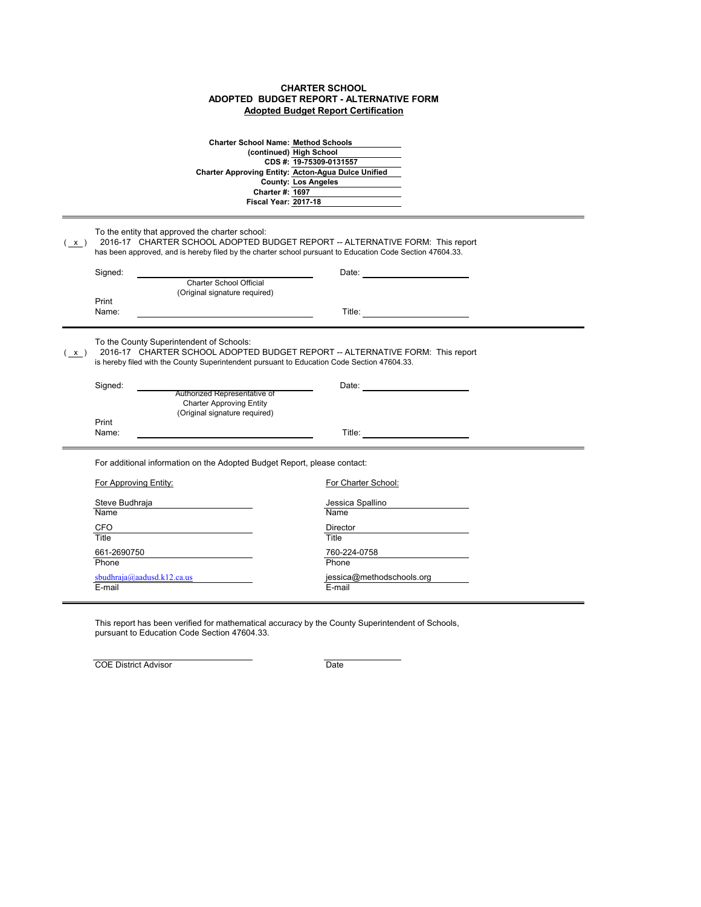# CHARTER SCHOOL
## ADOPTED BUDGET REPORT - ALTERNATIVE FORM
### Adopted Budget Report Certification

**Charter School Name:** Method Schools
**(continued)** High School
**CDS #:** 19-75309-0131557
**Charter Approving Entity:** Acton-Agua Dulce Unified
**County:** Los Angeles
**Charter #:** 1697
**Fiscal Year:** 2017-18

---

To the entity that approved the charter school:

( x ) 2016-17 CHARTER SCHOOL ADOPTED BUDGET REPORT -- ALTERNATIVE FORM: This report has been approved, and is hereby filed by the charter school pursuant to Education Code Section 47604.33.

Signed: ______________________ Date: ______________________
Charter School Official
(Original signature required)

Print Name: ______________________ Title: ______________________

---

To the County Superintendent of Schools:

( x ) 2016-17 CHARTER SCHOOL ADOPTED BUDGET REPORT -- ALTERNATIVE FORM: This report is hereby filed with the County Superintendent pursuant to Education Code Section 47604.33.

Signed: ______________________ Date: ______________________
Authorized Representative of
Charter Approving Entity
(Original signature required)

Print Name: ______________________ Title: ______________________

---

For additional information on the Adopted Budget Report, please contact:

| For Approving Entity: | For Charter School: |
|---|---|
| Steve Budhraja | Jessica Spallino |
| Name | Name |
| CFO | Director |
| Title | Title |
| 661-2690750 | 760-224-0758 |
| Phone | Phone |
| sbudhraja@aadusd.k12.ca.us | jessica@methodschools.org |
| E-mail | E-mail |

---

This report has been verified for mathematical accuracy by the County Superintendent of Schools, pursuant to Education Code Section 47604.33.

______________________ ______________
COE District Advisor Date